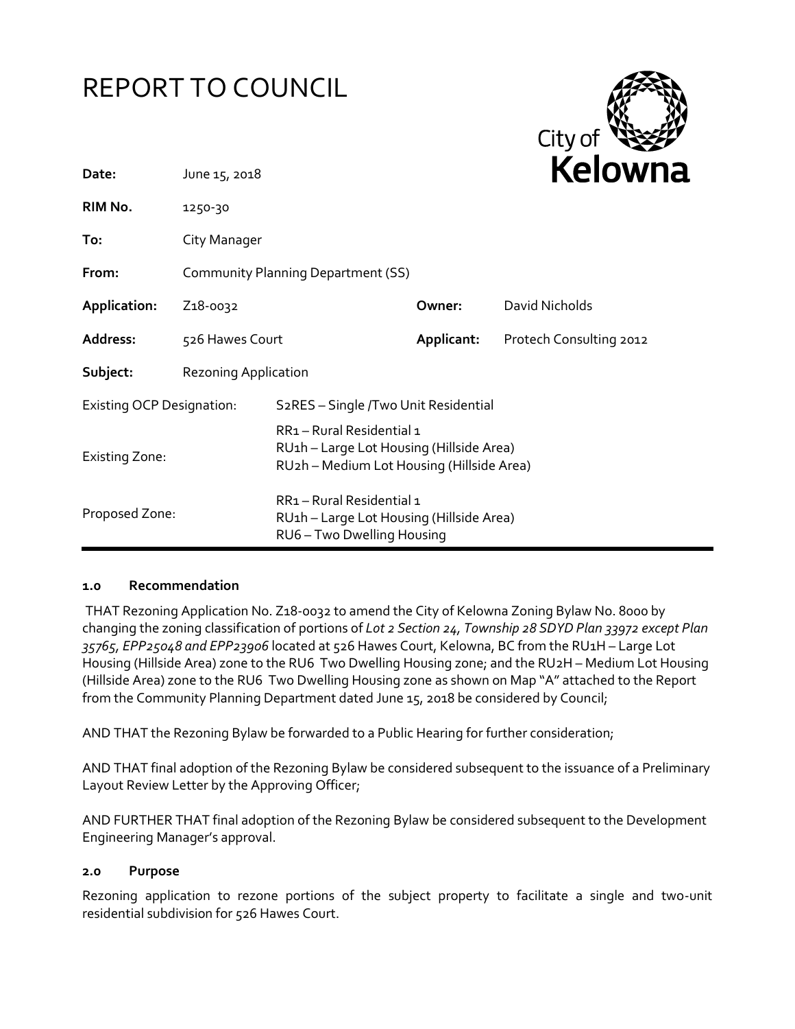# REPORT TO COUNCIL

City of **Kelowna**

| | | | |
|---|---|---|---|
| **Date:** | June 15, 2018 | | |
| **RIM No.** | 1250-30 | | |
| **To:** | City Manager | | |
| **From:** | Community Planning Department (SS) | | |
| **Application:** | Z18-0032 | **Owner:** | David Nicholds |
| **Address:** | 526 Hawes Court | **Applicant:** | Protech Consulting 2012 |
| **Subject:** | Rezoning Application | | |

| | |
|---|---|
| Existing OCP Designation: | S2RES – Single /Two Unit Residential |
| Existing Zone: | RR1 – Rural Residential 1<br>RU1h – Large Lot Housing (Hillside Area)<br>RU2h – Medium Lot Housing (Hillside Area) |
| Proposed Zone: | RR1 – Rural Residential 1<br>RU1h – Large Lot Housing (Hillside Area)<br>RU6 – Two Dwelling Housing |

## 1.0 Recommendation

THAT Rezoning Application No. Z18-0032 to amend the City of Kelowna Zoning Bylaw No. 8000 by changing the zoning classification of portions of *Lot 2 Section 24, Township 28 SDYD Plan 33972 except Plan 35765, EPP25048 and EPP23906* located at 526 Hawes Court, Kelowna, BC from the RU1H – Large Lot Housing (Hillside Area) zone to the RU6 Two Dwelling Housing zone; and the RU2H – Medium Lot Housing (Hillside Area) zone to the RU6 Two Dwelling Housing zone as shown on Map "A" attached to the Report from the Community Planning Department dated June 15, 2018 be considered by Council;

AND THAT the Rezoning Bylaw be forwarded to a Public Hearing for further consideration;

AND THAT final adoption of the Rezoning Bylaw be considered subsequent to the issuance of a Preliminary Layout Review Letter by the Approving Officer;

AND FURTHER THAT final adoption of the Rezoning Bylaw be considered subsequent to the Development Engineering Manager's approval.

## 2.0 Purpose

Rezoning application to rezone portions of the subject property to facilitate a single and two-unit residential subdivision for 526 Hawes Court.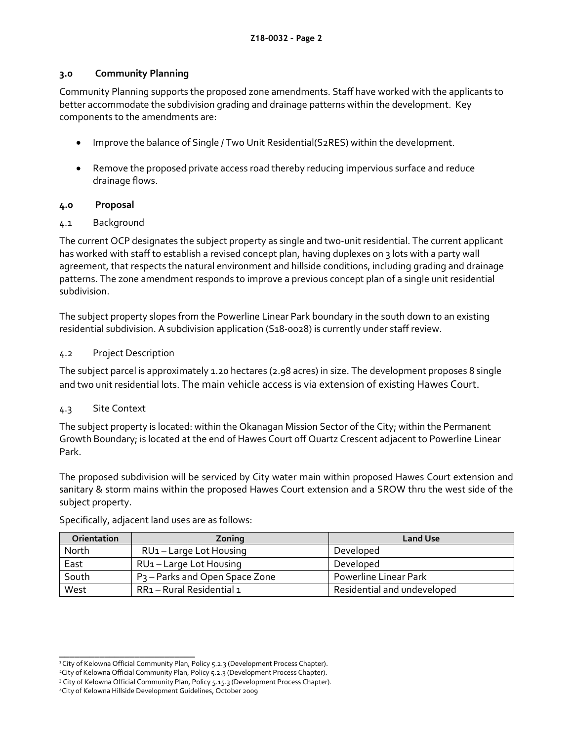## 3.0 Community Planning

Community Planning supports the proposed zone amendments. Staff have worked with the applicants to better accommodate the subdivision grading and drainage patterns within the development. Key components to the amendments are:

- Improve the balance of Single / Two Unit Residential(S2RES) within the development.
- Remove the proposed private access road thereby reducing impervious surface and reduce drainage flows.

## 4.0 Proposal

### 4.1 Background

The current OCP designates the subject property as single and two-unit residential. The current applicant has worked with staff to establish a revised concept plan, having duplexes on 3 lots with a party wall agreement, that respects the natural environment and hillside conditions, including grading and drainage patterns. The zone amendment responds to improve a previous concept plan of a single unit residential subdivision.

The subject property slopes from the Powerline Linear Park boundary in the south down to an existing residential subdivision. A subdivision application (S18-0028) is currently under staff review.

### 4.2 Project Description

The subject parcel is approximately 1.20 hectares (2.98 acres) in size. The development proposes 8 single and two unit residential lots. The main vehicle access is via extension of existing Hawes Court.

### 4.3 Site Context

The subject property is located: within the Okanagan Mission Sector of the City; within the Permanent Growth Boundary; is located at the end of Hawes Court off Quartz Crescent adjacent to Powerline Linear Park.

The proposed subdivision will be serviced by City water main within proposed Hawes Court extension and sanitary & storm mains within the proposed Hawes Court extension and a SROW thru the west side of the subject property.

Specifically, adjacent land uses are as follows:

| Orientation | Zoning | Land Use |
|---|---|---|
| North | RU1 – Large Lot Housing | Developed |
| East | RU1 – Large Lot Housing | Developed |
| South | P3 – Parks and Open Space Zone | Powerline Linear Park |
| West | RR1 – Rural Residential 1 | Residential and undeveloped |

---

[1] City of Kelowna Official Community Plan, Policy 5.2.3 (Development Process Chapter).
[2] City of Kelowna Official Community Plan, Policy 5.2.3 (Development Process Chapter).
[3] City of Kelowna Official Community Plan, Policy 5.15.3 (Development Process Chapter).
[4] City of Kelowna Hillside Development Guidelines, October 2009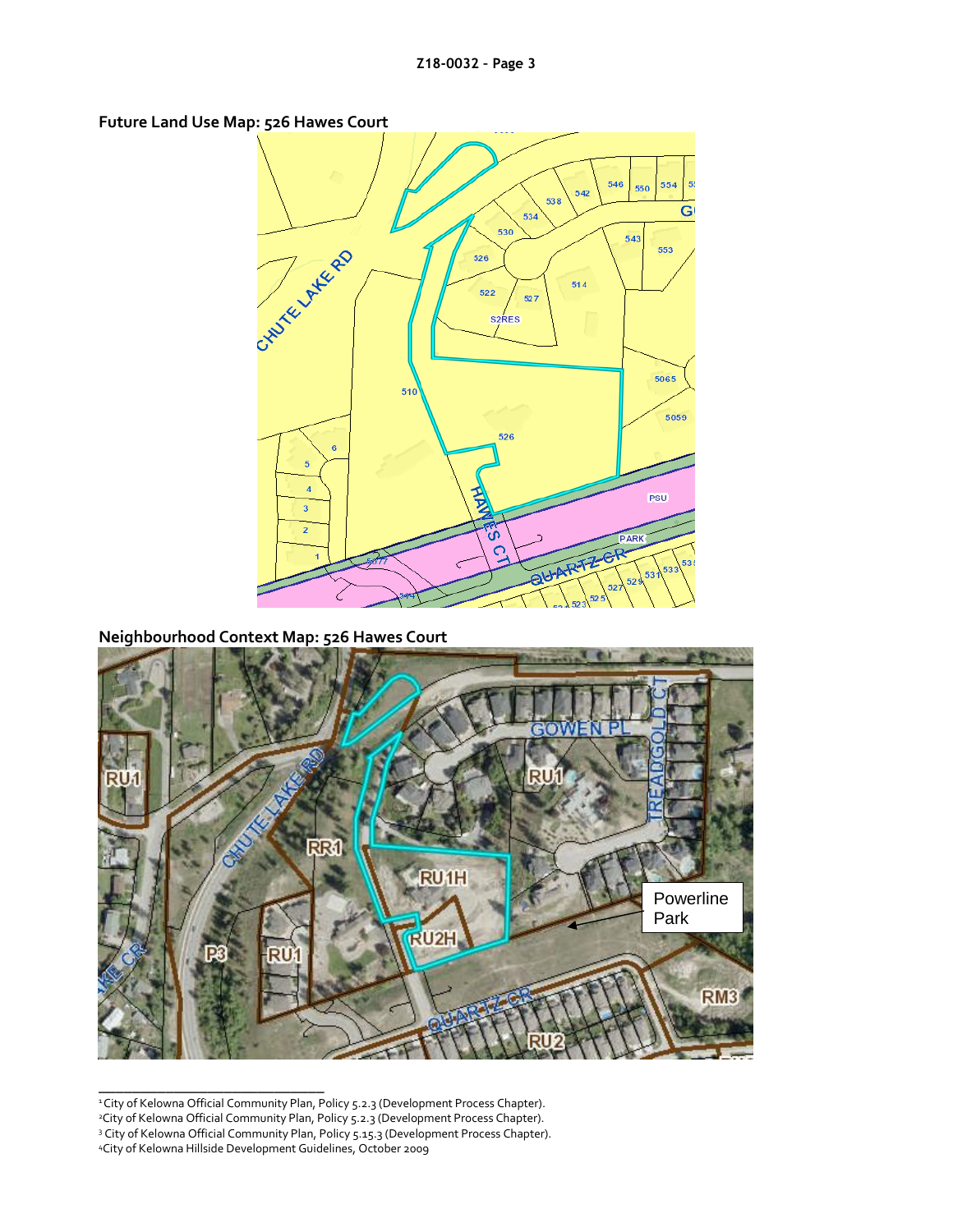**Future Land Use Map: 526 Hawes Court**

**Neighbourhood Context Map: 526 Hawes Court**

---

[1] City of Kelowna Official Community Plan, Policy 5.2.3 (Development Process Chapter).

[2] City of Kelowna Official Community Plan, Policy 5.2.3 (Development Process Chapter).

[3] City of Kelowna Official Community Plan, Policy 5.15.3 (Development Process Chapter).

[4] City of Kelowna Hillside Development Guidelines, October 2009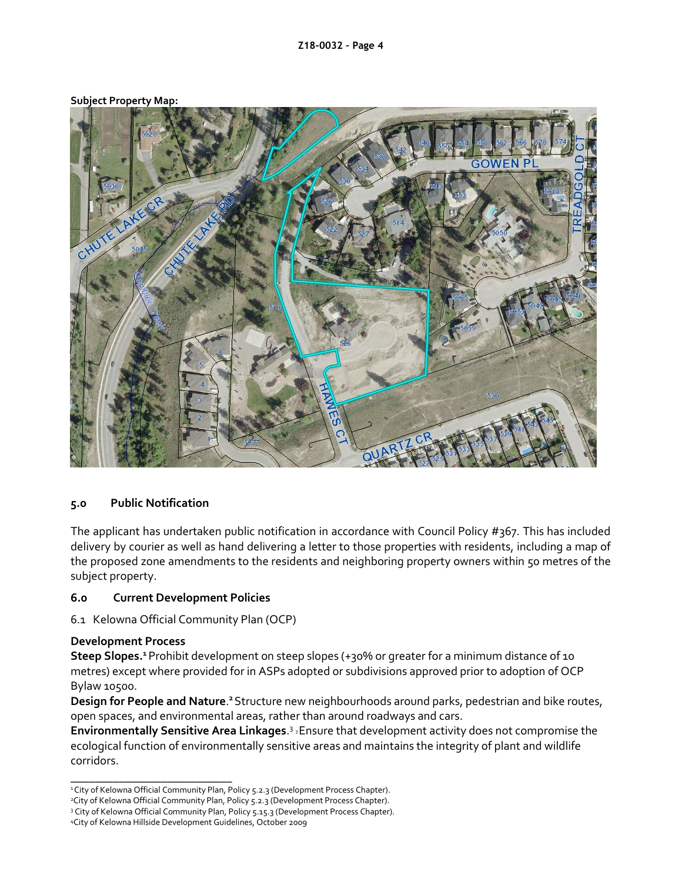**Subject Property Map:**

## 5.0 Public Notification

The applicant has undertaken public notification in accordance with Council Policy #367. This has included delivery by courier as well as hand delivering a letter to those properties with residents, including a map of the proposed zone amendments to the residents and neighboring property owners within 50 metres of the subject property.

## 6.0 Current Development Policies

6.1 Kelowna Official Community Plan (OCP)

### Development Process

**Steep Slopes.**[1] Prohibit development on steep slopes (+30% or greater for a minimum distance of 10 metres) except where provided for in ASPs adopted or subdivisions approved prior to adoption of OCP Bylaw 10500.

**Design for People and Nature**.[2] Structure new neighbourhoods around parks, pedestrian and bike routes, open spaces, and environmental areas, rather than around roadways and cars.

**Environmentally Sensitive Area Linkages**.[3] [3] Ensure that development activity does not compromise the ecological function of environmentally sensitive areas and maintains the integrity of plant and wildlife corridors.

---

[1] City of Kelowna Official Community Plan, Policy 5.2.3 (Development Process Chapter).

[2] City of Kelowna Official Community Plan, Policy 5.2.3 (Development Process Chapter).

[3] City of Kelowna Official Community Plan, Policy 5.15.3 (Development Process Chapter).

[4] City of Kelowna Hillside Development Guidelines, October 2009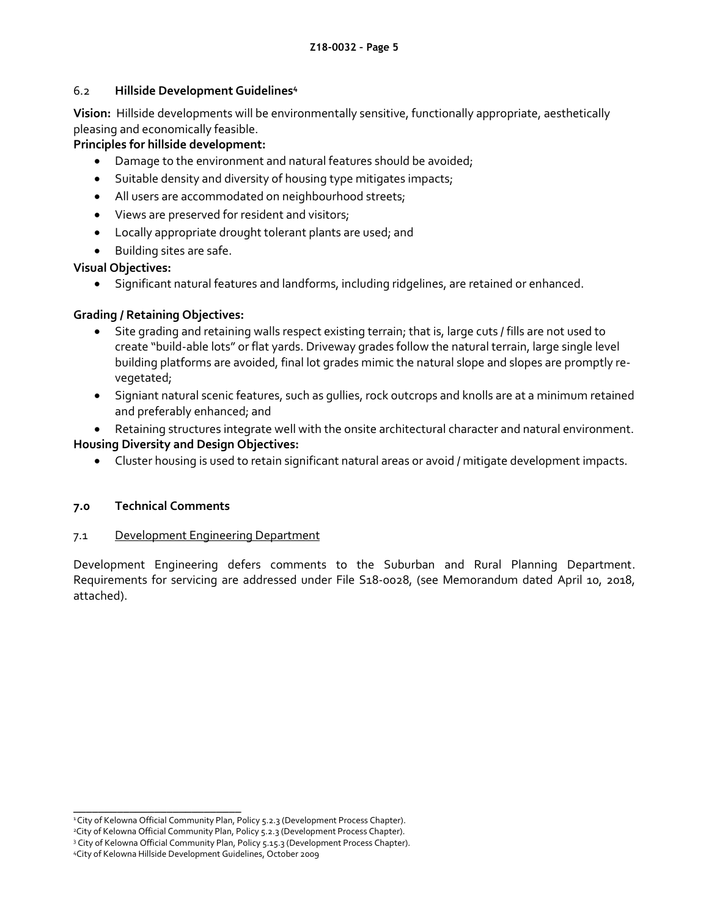## 6.2 Hillside Development Guidelines[4]

**Vision:** Hillside developments will be environmentally sensitive, functionally appropriate, aesthetically pleasing and economically feasible.

**Principles for hillside development:**

- Damage to the environment and natural features should be avoided;
- Suitable density and diversity of housing type mitigates impacts;
- All users are accommodated on neighbourhood streets;
- Views are preserved for resident and visitors;
- Locally appropriate drought tolerant plants are used; and
- Building sites are safe.

**Visual Objectives:**

- Significant natural features and landforms, including ridgelines, are retained or enhanced.

**Grading / Retaining Objectives:**

- Site grading and retaining walls respect existing terrain; that is, large cuts / fills are not used to create "build-able lots" or flat yards. Driveway grades follow the natural terrain, large single level building platforms are avoided, final lot grades mimic the natural slope and slopes are promptly re-vegetated;
- Signiant natural scenic features, such as gullies, rock outcrops and knolls are at a minimum retained and preferably enhanced; and
- Retaining structures integrate well with the onsite architectural character and natural environment.

**Housing Diversity and Design Objectives:**

- Cluster housing is used to retain significant natural areas or avoid / mitigate development impacts.

## 7.0 Technical Comments

### 7.1 Development Engineering Department

Development Engineering defers comments to the Suburban and Rural Planning Department. Requirements for servicing are addressed under File S18-0028, (see Memorandum dated April 10, 2018, attached).

---

[1] City of Kelowna Official Community Plan, Policy 5.2.3 (Development Process Chapter).
[2] City of Kelowna Official Community Plan, Policy 5.2.3 (Development Process Chapter).
[3] City of Kelowna Official Community Plan, Policy 5.15.3 (Development Process Chapter).
[4] City of Kelowna Hillside Development Guidelines, October 2009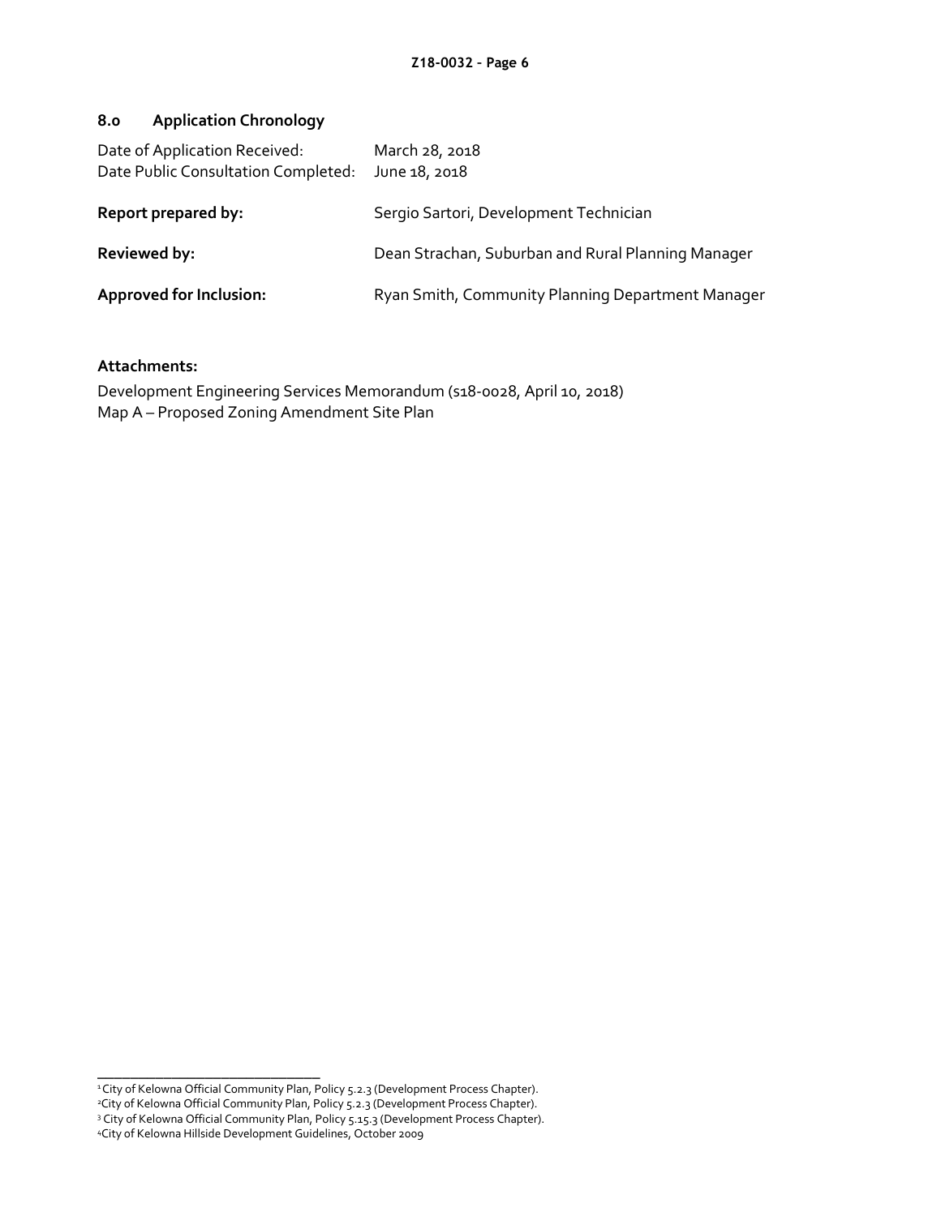## 8.0 Application Chronology

Date of Application Received: March 28, 2018
Date Public Consultation Completed: June 18, 2018

**Report prepared by:** Sergio Sartori, Development Technician

**Reviewed by:** Dean Strachan, Suburban and Rural Planning Manager

**Approved for Inclusion:** Ryan Smith, Community Planning Department Manager

**Attachments:**

Development Engineering Services Memorandum (s18-0028, April 10, 2018)
Map A – Proposed Zoning Amendment Site Plan

---

[1] City of Kelowna Official Community Plan, Policy 5.2.3 (Development Process Chapter).
[2] City of Kelowna Official Community Plan, Policy 5.2.3 (Development Process Chapter).
[3] City of Kelowna Official Community Plan, Policy 5.15.3 (Development Process Chapter).
[4] City of Kelowna Hillside Development Guidelines, October 2009